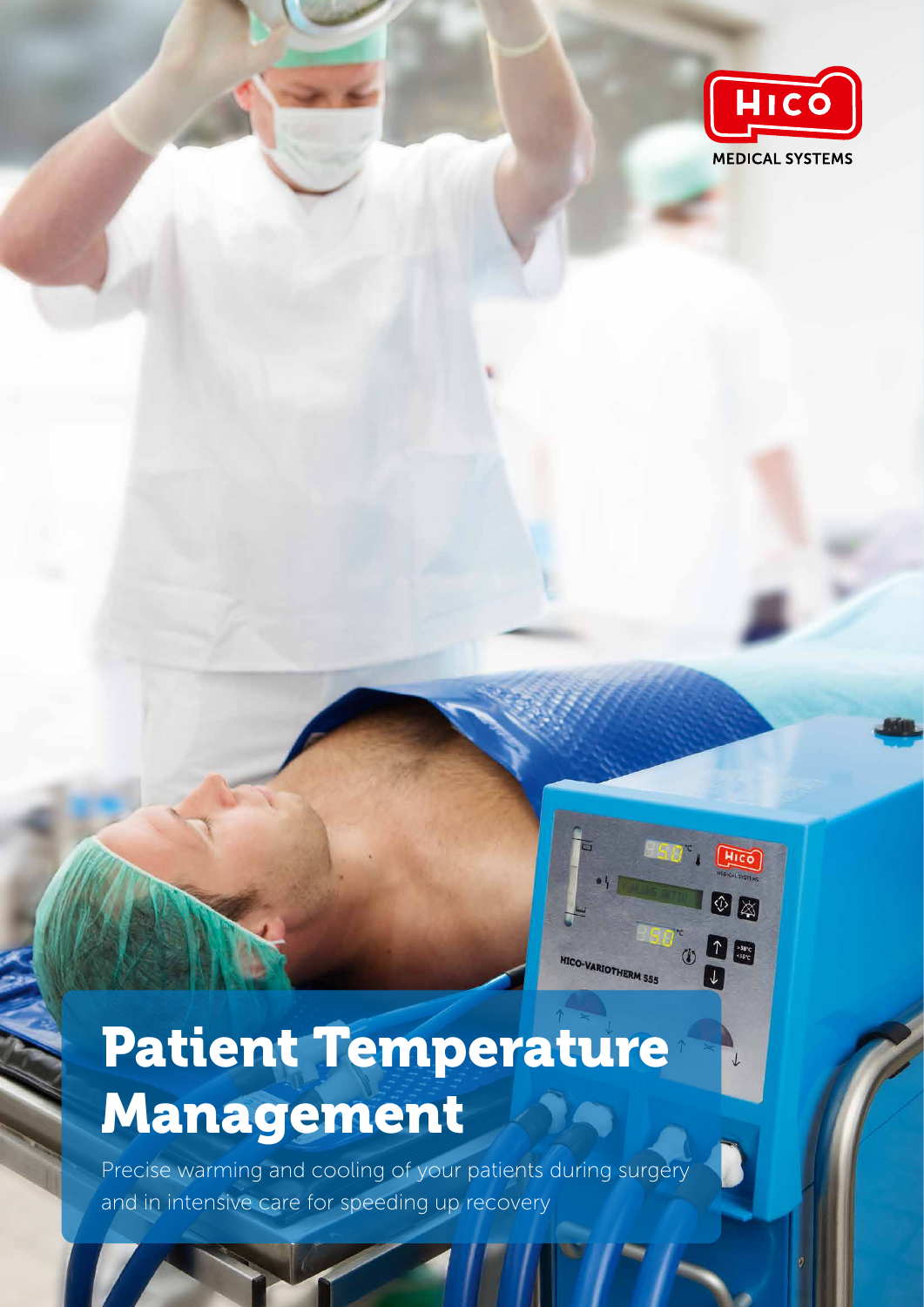HICO MEDICAL SYSTEMS

# Patient Temperature Management

Precise warming and cooling of your patients during surgery and in intensive care for speeding up recovery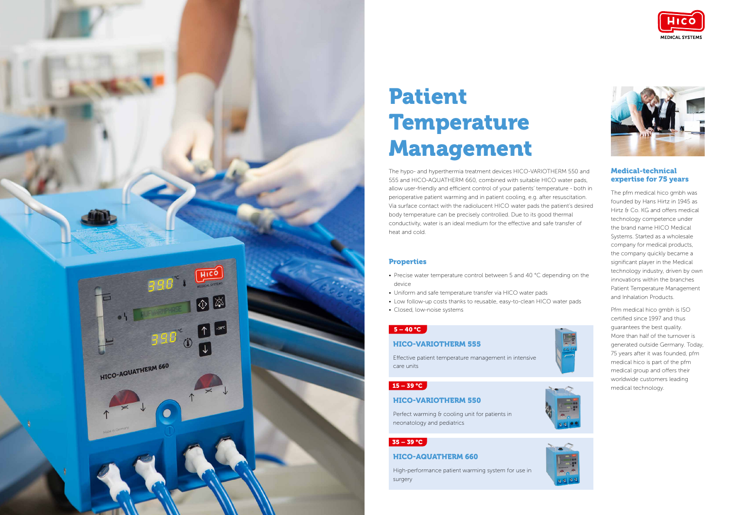# Patient Temperature Management

The hypo- and hyperthermia treatment devices HICO-VARIOTHERM 550 and 555 and HICO-AQUATHERM 660, combined with suitable HICO water pads, allow user-friendly and efficient control of your patients' temperature - both in perioperative patient warming and in patient cooling, e.g. after resuscitation. Via surface contact with the radiolucent HICO water pads the patient's desired body temperature can be precisely controlled. Due to its good thermal conductivity, water is an ideal medium for the effective and safe transfer of heat and cold.

## Properties

- Precise water temperature control between 5 and 40 °C depending on the device
- Uniform and safe temperature transfer via HICO water pads
- Low follow-up costs thanks to reusable, easy-to-clean HICO water pads
- Closed, low-noise systems

**5 – 40 °C**

### HICO-VARIOTHERM 555

Effective patient temperature management in intensive care units

**15 – 39 °C**

### HICO-VARIOTHERM 550

Perfect warming & cooling unit for patients in neonatology and pediatrics

**35 – 39 °C**

### HICO-AQUATHERM 660

High-performance patient warming system for use in surgery

## Medical-technical expertise for 75 years

The pfm medical hico gmbh was founded by Hans Hirtz in 1945 as Hirtz & Co. KG and offers medical technology competence under the brand name HICO Medical Systems. Started as a wholesale company for medical products, the company quickly became a significant player in the Medical technology industry, driven by own innovations within the branches Patient Temperature Management and Inhalation Products.

Pfm medical hico gmbh is ISO certified since 1997 and thus guarantees the best quality. More than half of the turnover is generated outside Germany. Today, 75 years after it was founded, pfm medical hico is part of the pfm medical group and offers their worldwide customers leading medical technology.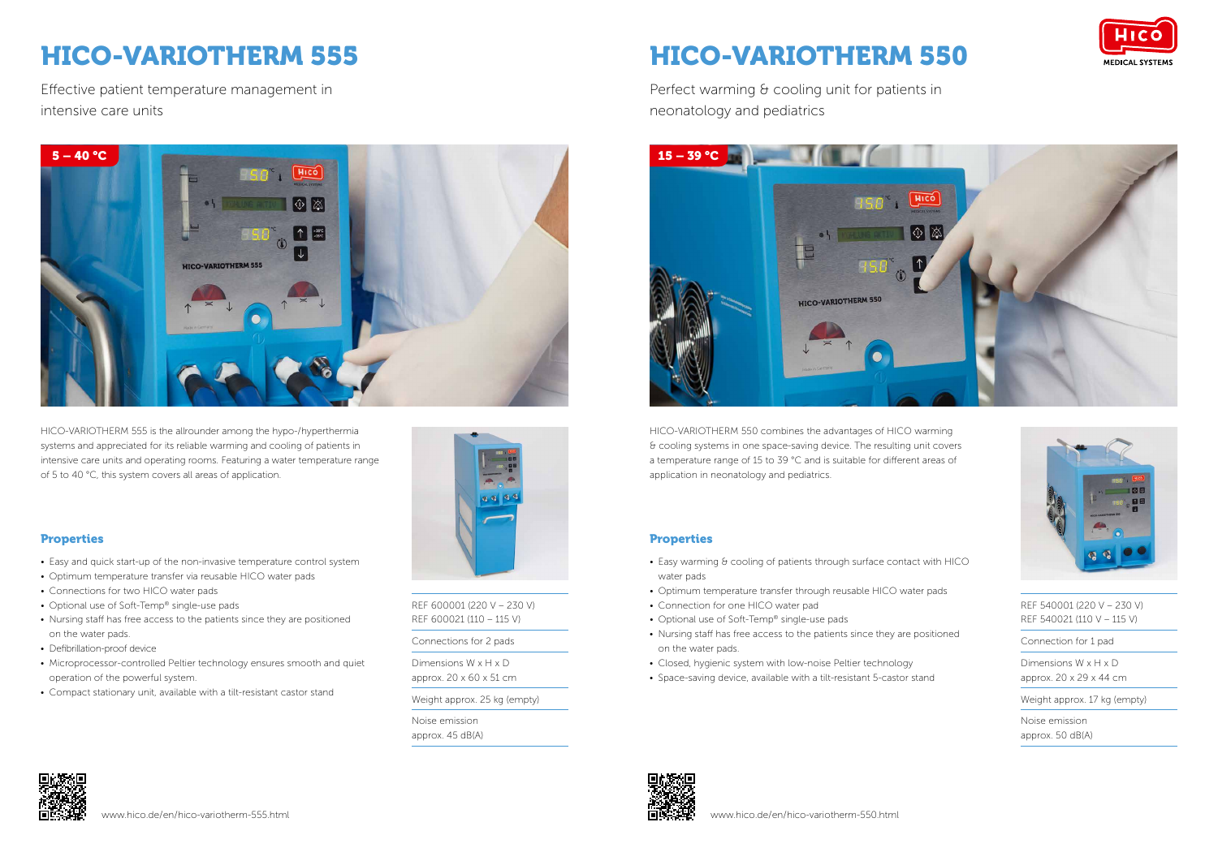# HICO-VARIOTHERM 555

Effective patient temperature management in intensive care units

5 – 40 °C

HICO-VARIOTHERM 555 is the allrounder among the hypo-/hyperthermia systems and appreciated for its reliable warming and cooling of patients in intensive care units and operating rooms. Featuring a water temperature range of 5 to 40 °C, this system covers all areas of application.

## Properties

- Easy and quick start-up of the non-invasive temperature control system
- Optimum temperature transfer via reusable HICO water pads
- Connections for two HICO water pads
- Optional use of Soft-Temp® single-use pads
- Nursing staff has free access to the patients since they are positioned on the water pads.
- Defibrillation-proof device
- Microprocessor-controlled Peltier technology ensures smooth and quiet operation of the powerful system.
- Compact stationary unit, available with a tilt-resistant castor stand

REF 600001 (220 V – 230 V)
REF 600021 (110 – 115 V)

Connections for 2 pads

Dimensions W x H x D
approx. 20 x 60 x 51 cm

Weight approx. 25 kg (empty)

Noise emission
approx. 45 dB(A)

www.hico.de/en/hico-variotherm-555.html

# HICO-VARIOTHERM 550

Perfect warming & cooling unit for patients in neonatology and pediatrics

15 – 39 °C

HICO-VARIOTHERM 550 combines the advantages of HICO warming & cooling systems in one space-saving device. The resulting unit covers a temperature range of 15 to 39 °C and is suitable for different areas of application in neonatology and pediatrics.

## Properties

- Easy warming & cooling of patients through surface contact with HICO water pads
- Optimum temperature transfer through reusable HICO water pads
- Connection for one HICO water pad
- Optional use of Soft-Temp® single-use pads
- Nursing staff has free access to the patients since they are positioned on the water pads.
- Closed, hygienic system with low-noise Peltier technology
- Space-saving device, available with a tilt-resistant 5-castor stand

REF 540001 (220 V – 230 V)
REF 540021 (110 V – 115 V)

Connection for 1 pad

Dimensions W x H x D
approx. 20 x 29 x 44 cm

Weight approx. 17 kg (empty)

Noise emission
approx. 50 dB(A)

www.hico.de/en/hico-variotherm-550.html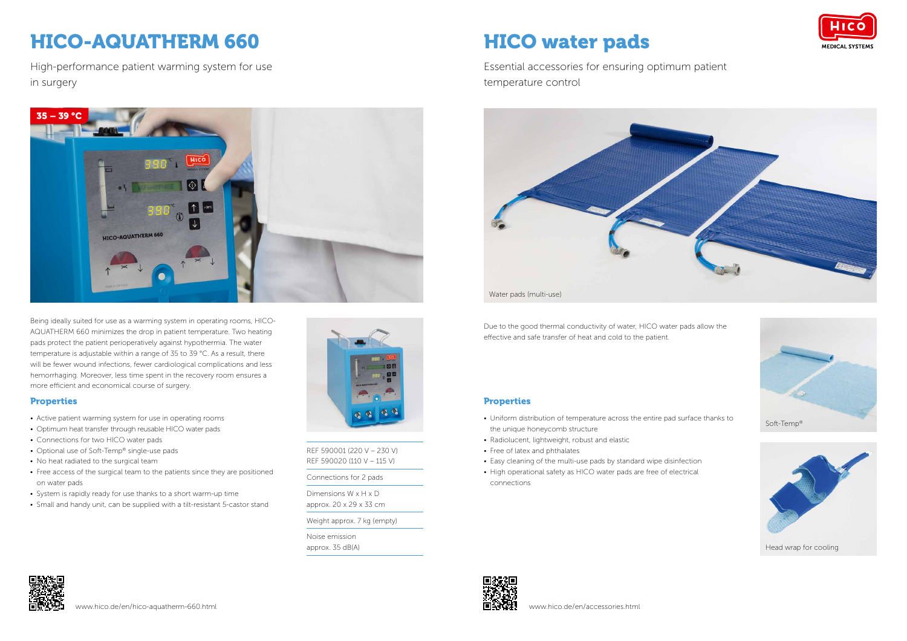# HICO-AQUATHERM 660

High-performance patient warming system for use in surgery

35 – 39 °C

Being ideally suited for use as a warming system in operating rooms, HICO-AQUATHERM 660 minimizes the drop in patient temperature. Two heating pads protect the patient perioperatively against hypothermia. The water temperature is adjustable within a range of 35 to 39 °C. As a result, there will be fewer wound infections, fewer cardiological complications and less hemorrhaging. Moreover, less time spent in the recovery room ensures a more efficient and economical course of surgery.

## Properties

- Active patient warming system for use in operating rooms
- Optimum heat transfer through reusable HICO water pads
- Connections for two HICO water pads
- Optional use of Soft-Temp® single-use pads
- No heat radiated to the surgical team
- Free access of the surgical team to the patients since they are positioned on water pads
- System is rapidly ready for use thanks to a short warm-up time
- Small and handy unit, can be supplied with a tilt-resistant 5-castor stand

REF 590001 (220 V – 230 V)
REF 590020 (110 V – 115 V)

Connections for 2 pads

Dimensions W x H x D
approx. 20 x 29 x 33 cm

Weight approx. 7 kg (empty)

Noise emission
approx. 35 dB(A)

www.hico.de/en/hico-aquatherm-660.html

# HICO water pads

Essential accessories for ensuring optimum patient temperature control

Water pads (multi-use)

Due to the good thermal conductivity of water, HICO water pads allow the effective and safe transfer of heat and cold to the patient.

## Properties

- Uniform distribution of temperature across the entire pad surface thanks to the unique honeycomb structure
- Radiolucent, lightweight, robust and elastic
- Free of latex and phthalates
- Easy cleaning of the multi-use pads by standard wipe disinfection
- High operational safety as HICO water pads are free of electrical connections

Soft-Temp®

Head wrap for cooling

www.hico.de/en/accessories.html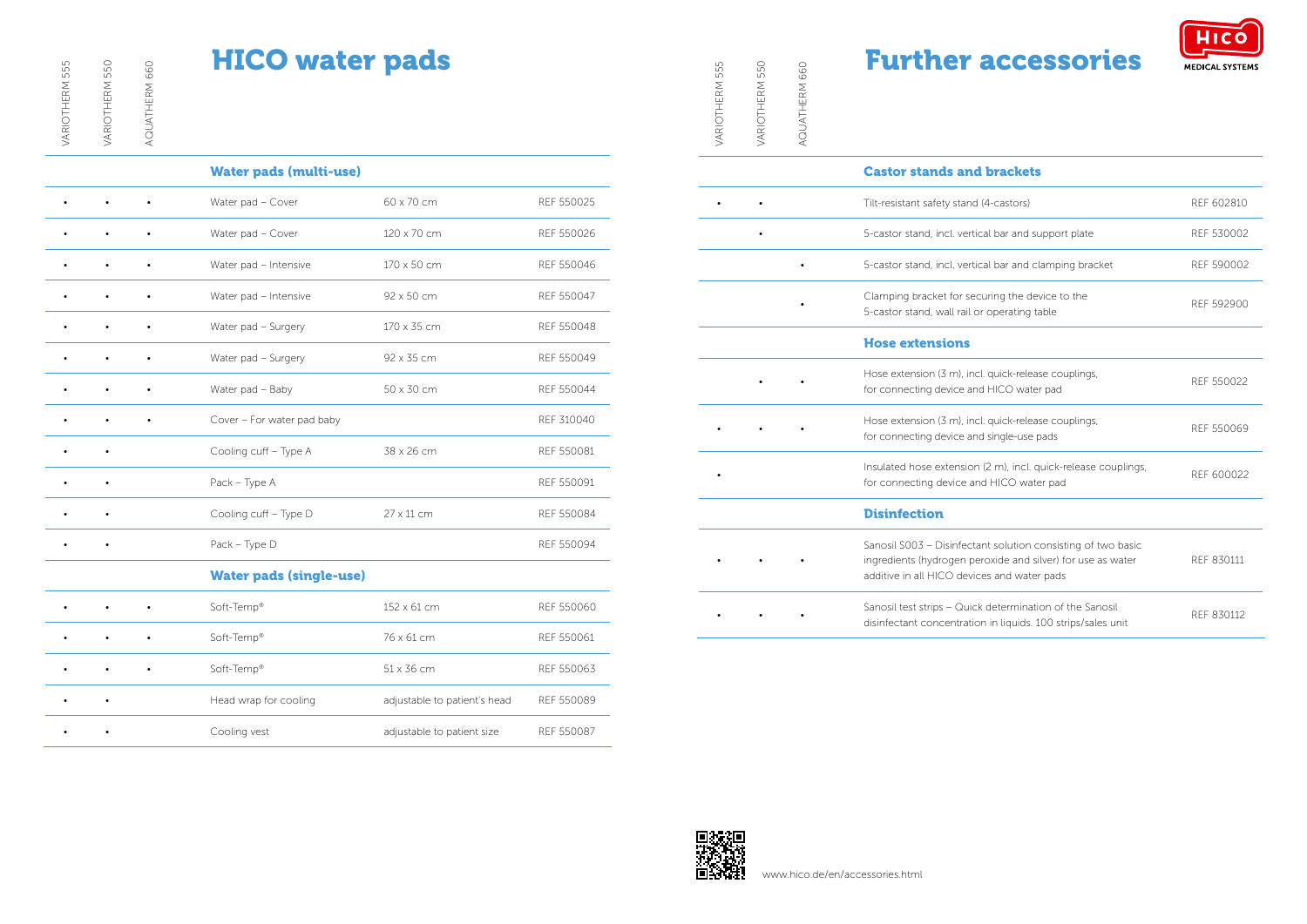# HICO water pads

| VARIOTHERM 555 | VARIOTHERM 550 | AQUATHERM 660 | | | |
|---|---|---|---|---|---|
| | | | **Water pads (multi-use)** | | |
| • | • | • | Water pad – Cover | 60 x 70 cm | REF 550025 |
| • | • | • | Water pad – Cover | 120 x 70 cm | REF 550026 |
| • | • | • | Water pad – Intensive | 170 x 50 cm | REF 550046 |
| • | • | • | Water pad – Intensive | 92 x 50 cm | REF 550047 |
| • | • | • | Water pad – Surgery | 170 x 35 cm | REF 550048 |
| • | • | • | Water pad – Surgery | 92 x 35 cm | REF 550049 |
| • | • | • | Water pad – Baby | 50 x 30 cm | REF 550044 |
| • | • | • | Cover – For water pad baby | | REF 310040 |
| • | • | | Cooling cuff – Type A | 38 x 26 cm | REF 550081 |
| • | • | | Pack – Type A | | REF 550091 |
| • | • | | Cooling cuff – Type D | 27 x 11 cm | REF 550084 |
| • | • | | Pack – Type D | | REF 550094 |
| | | | **Water pads (single-use)** | | |
| • | • | • | Soft-Temp® | 152 x 61 cm | REF 550060 |
| • | • | • | Soft-Temp® | 76 x 61 cm | REF 550061 |
| • | • | • | Soft-Temp® | 51 x 36 cm | REF 550063 |
| • | • | | Head wrap for cooling | adjustable to patient's head | REF 550089 |
| • | • | | Cooling vest | adjustable to patient size | REF 550087 |

# Further accessories

HICO MEDICAL SYSTEMS

| VARIOTHERM 555 | VARIOTHERM 550 | AQUATHERM 660 | | |
|---|---|---|---|---|
| | | | **Castor stands and brackets** | |
| • | • | | Tilt-resistant safety stand (4-castors) | REF 602810 |
| | • | | 5-castor stand, incl. vertical bar and support plate | REF 530002 |
| | | • | 5-castor stand, incl. vertical bar and clamping bracket | REF 590002 |
| | | • | Clamping bracket for securing the device to the 5-castor stand, wall rail or operating table | REF 592900 |
| | | | **Hose extensions** | |
| | • | • | Hose extension (3 m), incl. quick-release couplings, for connecting device and HICO water pad | REF 550022 |
| • | • | • | Hose extension (3 m), incl. quick-release couplings, for connecting device and single-use pads | REF 550069 |
| • | | | Insulated hose extension (2 m), incl. quick-release couplings, for connecting device and HICO water pad | REF 600022 |
| | | | **Disinfection** | |
| • | • | • | Sanosil S003 – Disinfectant solution consisting of two basic ingredients (hydrogen peroxide and silver) for use as water additive in all HICO devices and water pads | REF 830111 |
| • | • | • | Sanosil test strips – Quick determination of the Sanosil disinfectant concentration in liquids. 100 strips/sales unit | REF 830112 |

www.hico.de/en/accessories.html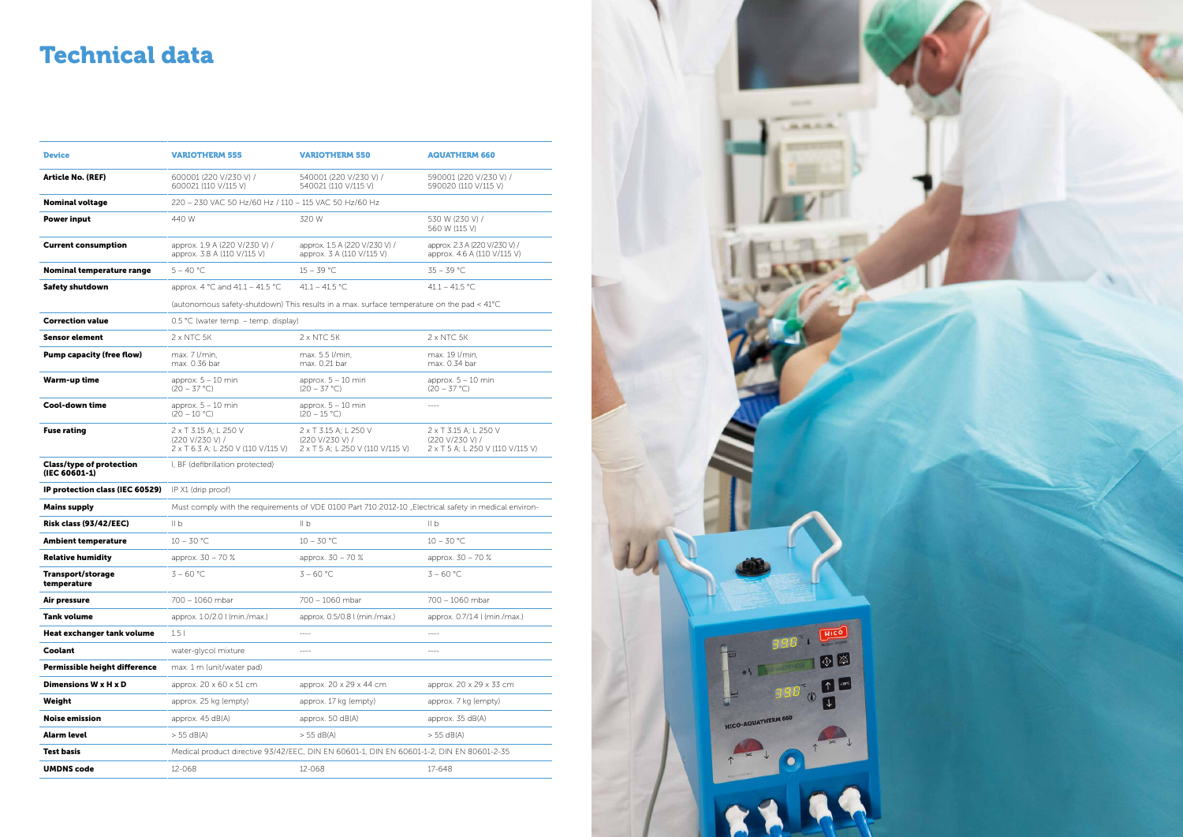# Technical data

| Device | VARIOTHERM 555 | VARIOTHERM 550 | AQUATHERM 660 |
|---|---|---|---|
| **Article No. (REF)** | 600001 (220 V/230 V) / 600021 (110 V/115 V) | 540001 (220 V/230 V) / 540021 (110 V/115 V) | 590001 (220 V/230 V) / 590020 (110 V/115 V) |
| **Nominal voltage** | 220 – 230 VAC 50 Hz/60 Hz / 110 – 115 VAC 50 Hz/60 Hz | | |
| **Power input** | 440 W | 320 W | 530 W (230 V) / 560 W (115 V) |
| **Current consumption** | approx. 1.9 A (220 V/230 V) / approx. 3.8 A (110 V/115 V) | approx. 1.5 A (220 V/230 V) / approx. 3 A (110 V/115 V) | approx. 2.3 A (220 V/230 V) / approx. 4.6 A (110 V/115 V) |
| **Nominal temperature range** | 5 – 40 °C | 15 – 39 °C | 35 – 39 °C |
| **Safety shutdown** | approx. 4 °C and 41.1 – 41.5 °C | 41.1 – 41.5 °C | 41.1 – 41.5 °C |
| | (autonomous safety-shutdown) This results in a max. surface temperature on the pad < 41°C | | |
| **Correction value** | 0.5 °C (water temp. – temp. display) | | |
| **Sensor element** | 2 x NTC 5K | 2 x NTC 5K | 2 x NTC 5K |
| **Pump capacity (free flow)** | max. 7 l/min, max. 0.36 bar | max. 5.5 l/min, max. 0.21 bar | max. 19 l/min, max. 0.34 bar |
| **Warm-up time** | approx. 5 – 10 min (20 – 37 °C) | approx. 5 – 10 min (20 – 37 °C) | approx. 5 – 10 min (20 – 37 °C) |
| **Cool-down time** | approx. 5 – 10 min (20 – 10 °C) | approx. 5 – 10 min (20 – 15 °C) | ---- |
| **Fuse rating** | 2 x T 3.15 A; L 250 V (220 V/230 V) / 2 x T 6.3 A; L 250 V (110 V/115 V) | 2 x T 3.15 A; L 250 V (220 V/230 V) / 2 x T 5 A; L 250 V (110 V/115 V) | 2 x T 3.15 A; L 250 V (220 V/230 V) / 2 x T 5 A; L 250 V (110 V/115 V) |
| **Class/type of protection (IEC 60601-1)** | I, BF (defibrillation protected) | | |
| **IP protection class (IEC 60529)** | IP X1 (drip proof) | | |
| **Mains supply** | Must comply with the requirements of VDE 0100 Part 710:2012-10 „Electrical safety in medical environ- | | |
| **Risk class (93/42/EEC)** | II b | II b | II b |
| **Ambient temperature** | 10 – 30 °C | 10 – 30 °C | 10 – 30 °C |
| **Relative humidity** | approx. 30 – 70 % | approx. 30 – 70 % | approx. 30 – 70 % |
| **Transport/storage temperature** | 3 – 60 °C | 3 – 60 °C | 3 – 60 °C |
| **Air pressure** | 700 – 1060 mbar | 700 – 1060 mbar | 700 – 1060 mbar |
| **Tank volume** | approx. 1.0/2.0 l (min./max.) | approx. 0.5/0.8 l (min./max.) | approx. 0.7/1.4 l (min./max.) |
| **Heat exchanger tank volume** | 1.5 l | ---- | ---- |
| **Coolant** | water-glycol mixture | ---- | ---- |
| **Permissible height difference** | max. 1 m (unit/water pad) | | |
| **Dimensions W x H x D** | approx. 20 x 60 x 51 cm | approx. 20 x 29 x 44 cm | approx. 20 x 29 x 33 cm |
| **Weight** | approx. 25 kg (empty) | approx. 17 kg (empty) | approx. 7 kg (empty) |
| **Noise emission** | approx. 45 dB(A) | approx. 50 dB(A) | approx. 35 dB(A) |
| **Alarm level** | > 55 dB(A) | > 55 dB(A) | > 55 dB(A) |
| **Test basis** | Medical product directive 93/42/EEC, DIN EN 60601-1, DIN EN 60601-1-2, DIN EN 80601-2-35 | | |
| **UMDNS code** | 12-068 | 12-068 | 17-648 |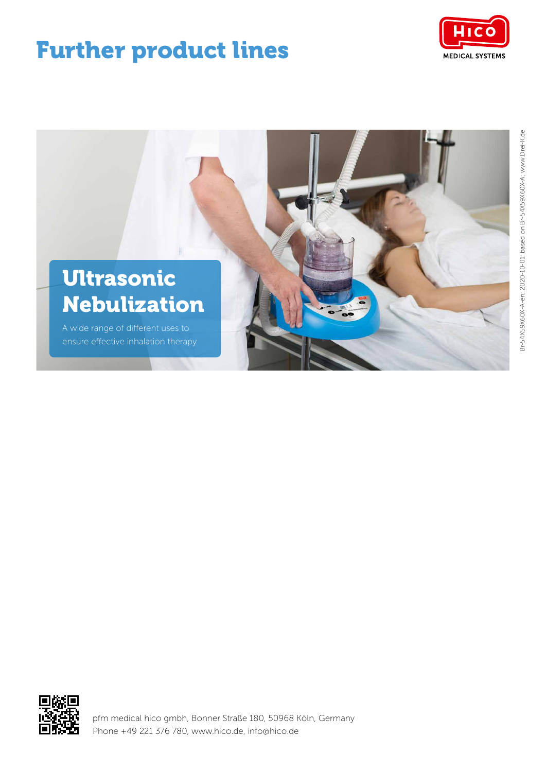# Further product lines

HICO MEDICAL SYSTEMS

## Ultrasonic Nebulization

A wide range of different uses to ensure effective inhalation therapy

Br-54X59X60X-A-en; 2020-10-01; based on Br-54X59X60X-A; www.Drei-K.de

pfm medical hico gmbh, Bonner Straße 180, 50968 Köln, Germany
Phone +49 221 376 780, www.hico.de, info@hico.de